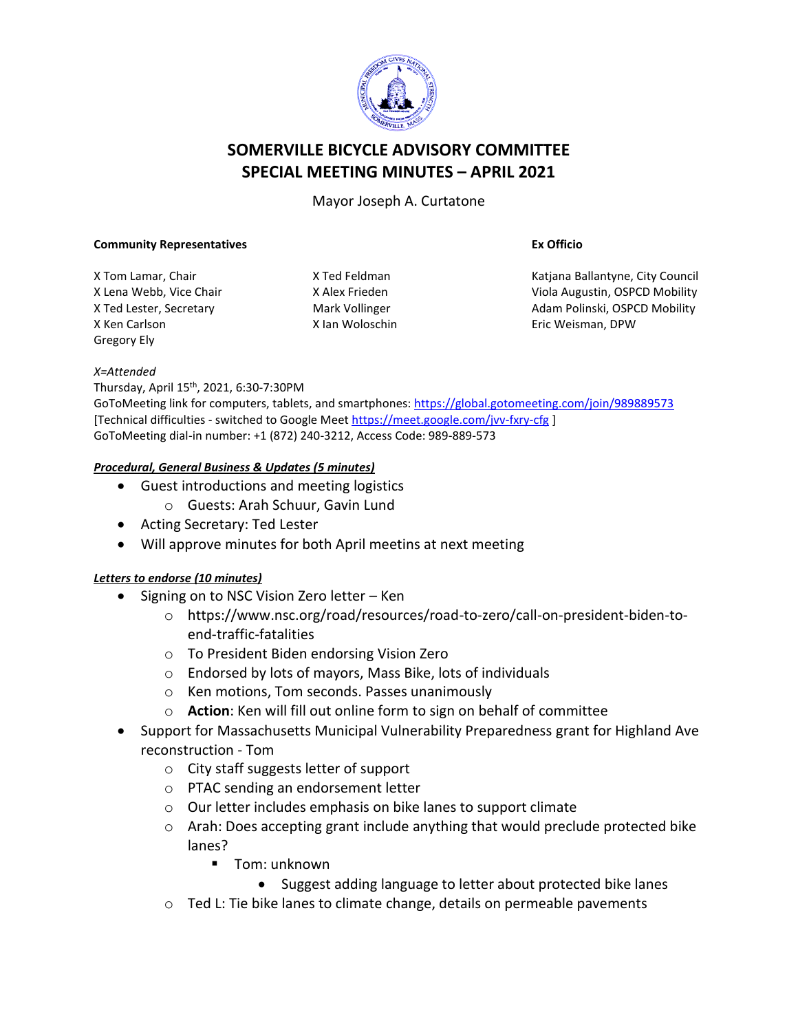# SOMERVILLE BICYCLE ADVISORY COMMITTEE
# SPECIAL MEETING MINUTES – APRIL 2021

Mayor Joseph A. Curtatone

**Community Representatives**

X Tom Lamar, Chair
X Lena Webb, Vice Chair
X Ted Lester, Secretary
X Ken Carlson
Gregory Ely

X Ted Feldman
X Alex Frieden
Mark Vollinger
X Ian Woloschin

**Ex Officio**

Katjana Ballantyne, City Council
Viola Augustin, OSPCD Mobility
Adam Polinski, OSPCD Mobility
Eric Weisman, DPW

*X=Attended*
Thursday, April 15th, 2021, 6:30-7:30PM
GoToMeeting link for computers, tablets, and smartphones: https://global.gotomeeting.com/join/989889573
[Technical difficulties - switched to Google Meet https://meet.google.com/jvv-fxry-cfg ]
GoToMeeting dial-in number: +1 (872) 240-3212, Access Code: 989-889-573

***Procedural, General Business & Updates (5 minutes)***

- Guest introductions and meeting logistics
  - Guests: Arah Schuur, Gavin Lund
- Acting Secretary: Ted Lester
- Will approve minutes for both April meetins at next meeting

***Letters to endorse (10 minutes)***

- Signing on to NSC Vision Zero letter – Ken
  - https://www.nsc.org/road/resources/road-to-zero/call-on-president-biden-to-end-traffic-fatalities
  - To President Biden endorsing Vision Zero
  - Endorsed by lots of mayors, Mass Bike, lots of individuals
  - Ken motions, Tom seconds. Passes unanimously
  - **Action**: Ken will fill out online form to sign on behalf of committee
- Support for Massachusetts Municipal Vulnerability Preparedness grant for Highland Ave reconstruction - Tom
  - City staff suggests letter of support
  - PTAC sending an endorsement letter
  - Our letter includes emphasis on bike lanes to support climate
  - Arah: Does accepting grant include anything that would preclude protected bike lanes?
    - Tom: unknown
      - Suggest adding language to letter about protected bike lanes
  - Ted L: Tie bike lanes to climate change, details on permeable pavements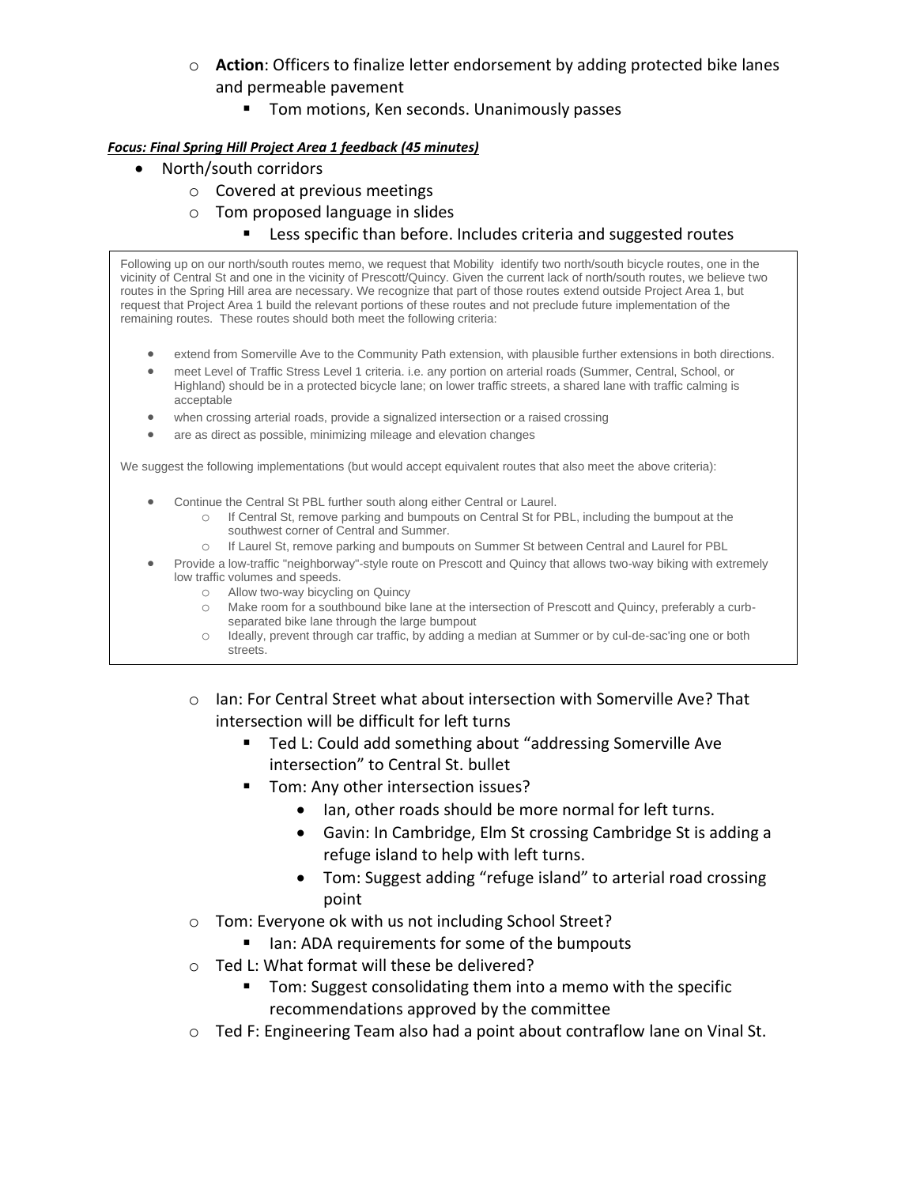- **Action**: Officers to finalize letter endorsement by adding protected bike lanes and permeable pavement
  - Tom motions, Ken seconds. Unanimously passes

***Focus: Final Spring Hill Project Area 1 feedback (45 minutes)***

- North/south corridors
  - Covered at previous meetings
  - Tom proposed language in slides
    - Less specific than before. Includes criteria and suggested routes

> Following up on our north/south routes memo, we request that Mobility identify two north/south bicycle routes, one in the vicinity of Central St and one in the vicinity of Prescott/Quincy. Given the current lack of north/south routes, we believe two routes in the Spring Hill area are necessary. We recognize that part of those routes extend outside Project Area 1, but request that Project Area 1 build the relevant portions of these routes and not preclude future implementation of the remaining routes. These routes should both meet the following criteria:
>
> - extend from Somerville Ave to the Community Path extension, with plausible further extensions in both directions.
> - meet Level of Traffic Stress Level 1 criteria. i.e. any portion on arterial roads (Summer, Central, School, or Highland) should be in a protected bicycle lane; on lower traffic streets, a shared lane with traffic calming is acceptable
> - when crossing arterial roads, provide a signalized intersection or a raised crossing
> - are as direct as possible, minimizing mileage and elevation changes
>
> We suggest the following implementations (but would accept equivalent routes that also meet the above criteria):
>
> - Continue the Central St PBL further south along either Central or Laurel.
>   - If Central St, remove parking and bumpouts on Central St for PBL, including the bumpout at the southwest corner of Central and Summer.
>   - If Laurel St, remove parking and bumpouts on Summer St between Central and Laurel for PBL
> - Provide a low-traffic "neighborway"-style route on Prescott and Quincy that allows two-way biking with extremely low traffic volumes and speeds.
>   - Allow two-way bicycling on Quincy
>   - Make room for a southbound bike lane at the intersection of Prescott and Quincy, preferably a curb-separated bike lane through the large bumpout
>   - Ideally, prevent through car traffic, by adding a median at Summer or by cul-de-sac'ing one or both streets.

  - Ian: For Central Street what about intersection with Somerville Ave? That intersection will be difficult for left turns
    - Ted L: Could add something about "addressing Somerville Ave intersection" to Central St. bullet
    - Tom: Any other intersection issues?
      - Ian, other roads should be more normal for left turns.
      - Gavin: In Cambridge, Elm St crossing Cambridge St is adding a refuge island to help with left turns.
      - Tom: Suggest adding "refuge island" to arterial road crossing point
  - Tom: Everyone ok with us not including School Street?
    - Ian: ADA requirements for some of the bumpouts
  - Ted L: What format will these be delivered?
    - Tom: Suggest consolidating them into a memo with the specific recommendations approved by the committee
  - Ted F: Engineering Team also had a point about contraflow lane on Vinal St.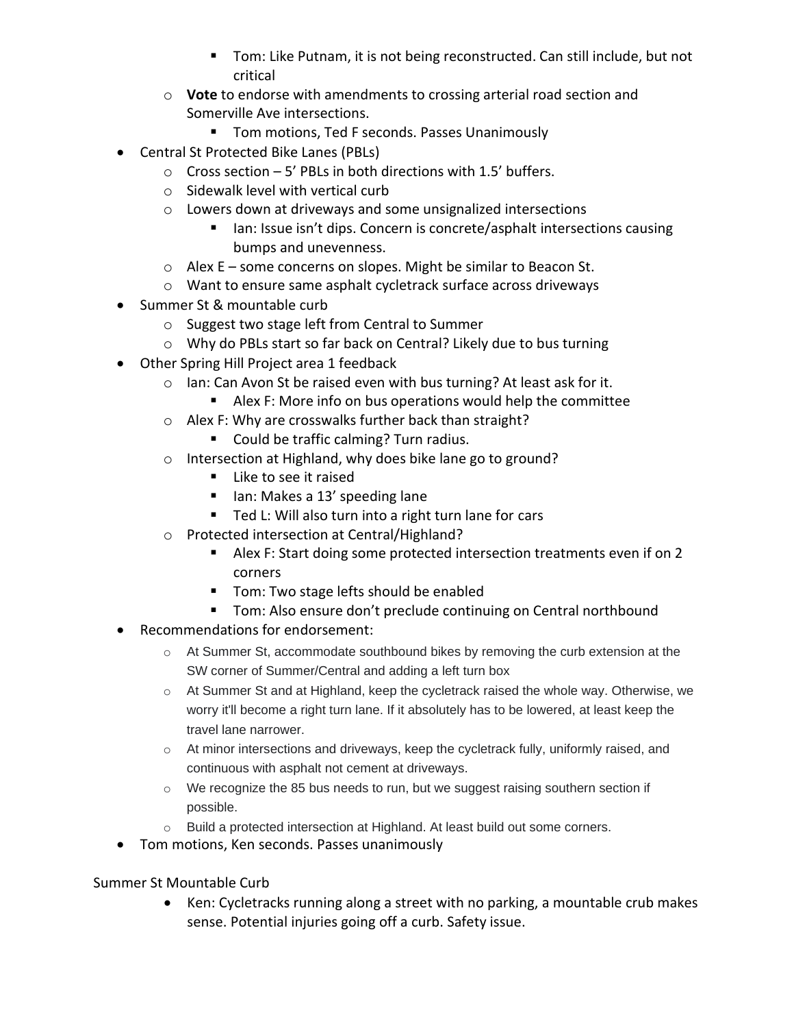- Tom: Like Putnam, it is not being reconstructed. Can still include, but not critical
  - **Vote** to endorse with amendments to crossing arterial road section and Somerville Ave intersections.
    - Tom motions, Ted F seconds. Passes Unanimously
- Central St Protected Bike Lanes (PBLs)
  - Cross section – 5' PBLs in both directions with 1.5' buffers.
  - Sidewalk level with vertical curb
  - Lowers down at driveways and some unsignalized intersections
    - Ian: Issue isn't dips. Concern is concrete/asphalt intersections causing bumps and unevenness.
  - Alex E – some concerns on slopes. Might be similar to Beacon St.
  - Want to ensure same asphalt cycletrack surface across driveways
- Summer St & mountable curb
  - Suggest two stage left from Central to Summer
  - Why do PBLs start so far back on Central? Likely due to bus turning
- Other Spring Hill Project area 1 feedback
  - Ian: Can Avon St be raised even with bus turning? At least ask for it.
    - Alex F: More info on bus operations would help the committee
  - Alex F: Why are crosswalks further back than straight?
    - Could be traffic calming? Turn radius.
  - Intersection at Highland, why does bike lane go to ground?
    - Like to see it raised
    - Ian: Makes a 13' speeding lane
    - Ted L: Will also turn into a right turn lane for cars
  - Protected intersection at Central/Highland?
    - Alex F: Start doing some protected intersection treatments even if on 2 corners
    - Tom: Two stage lefts should be enabled
    - Tom: Also ensure don't preclude continuing on Central northbound
- Recommendations for endorsement:
  - At Summer St, accommodate southbound bikes by removing the curb extension at the SW corner of Summer/Central and adding a left turn box
  - At Summer St and at Highland, keep the cycletrack raised the whole way. Otherwise, we worry it'll become a right turn lane. If it absolutely has to be lowered, at least keep the travel lane narrower.
  - At minor intersections and driveways, keep the cycletrack fully, uniformly raised, and continuous with asphalt not cement at driveways.
  - We recognize the 85 bus needs to run, but we suggest raising southern section if possible.
  - Build a protected intersection at Highland. At least build out some corners.
- Tom motions, Ken seconds. Passes unanimously

Summer St Mountable Curb

- Ken: Cycletracks running along a street with no parking, a mountable crub makes sense. Potential injuries going off a curb. Safety issue.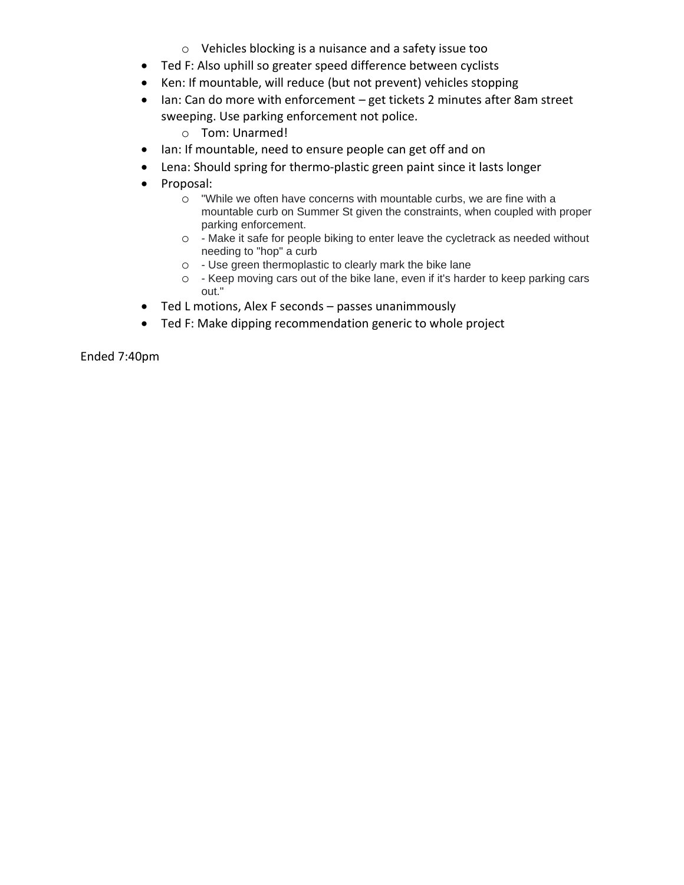- Vehicles blocking is a nuisance and a safety issue too
- Ted F: Also uphill so greater speed difference between cyclists
- Ken: If mountable, will reduce (but not prevent) vehicles stopping
- Ian: Can do more with enforcement – get tickets 2 minutes after 8am street sweeping. Use parking enforcement not police.
  - Tom: Unarmed!
- Ian: If mountable, need to ensure people can get off and on
- Lena: Should spring for thermo-plastic green paint since it lasts longer
- Proposal:
  - "While we often have concerns with mountable curbs, we are fine with a mountable curb on Summer St given the constraints, when coupled with proper parking enforcement.
  - - Make it safe for people biking to enter leave the cycletrack as needed without needing to "hop" a curb
  - - Use green thermoplastic to clearly mark the bike lane
  - - Keep moving cars out of the bike lane, even if it's harder to keep parking cars out."
- Ted L motions, Alex F seconds – passes unanimmously
- Ted F: Make dipping recommendation generic to whole project

Ended 7:40pm